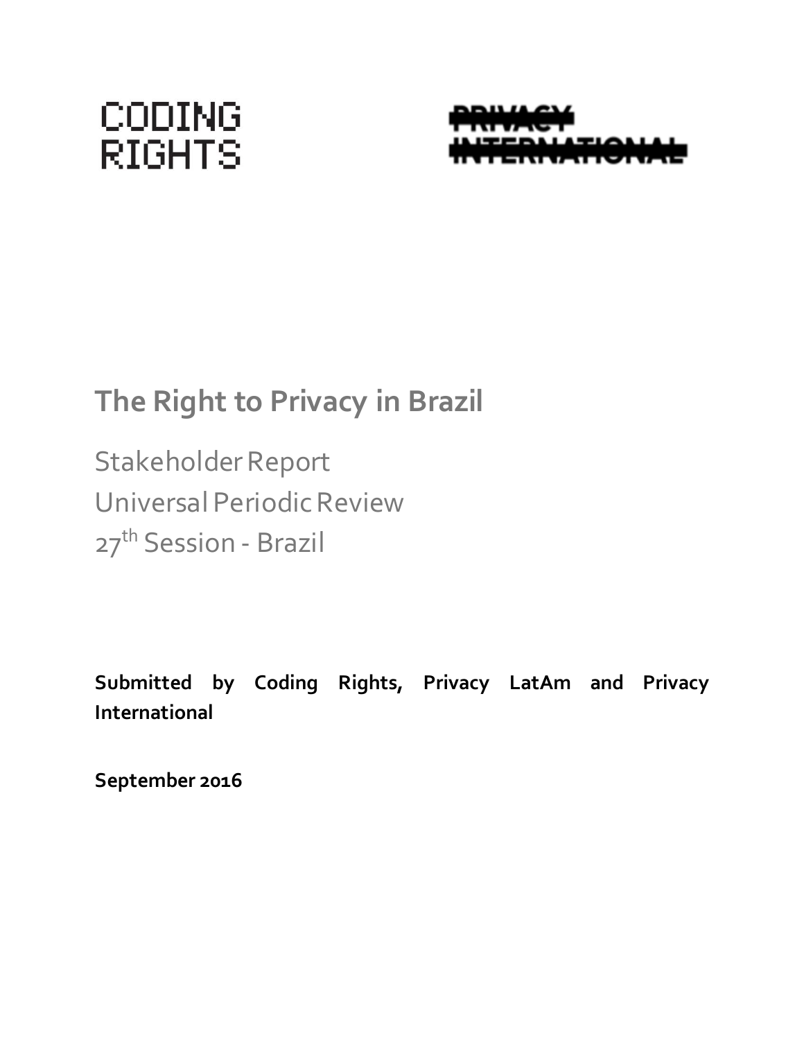CODING RIGHTS

PRIVACY INTERNATIONAL

# The Right to Privacy in Brazil

Stakeholder Report
Universal Periodic Review
27th Session - Brazil

**Submitted by Coding Rights, Privacy LatAm and Privacy International**

**September 2016**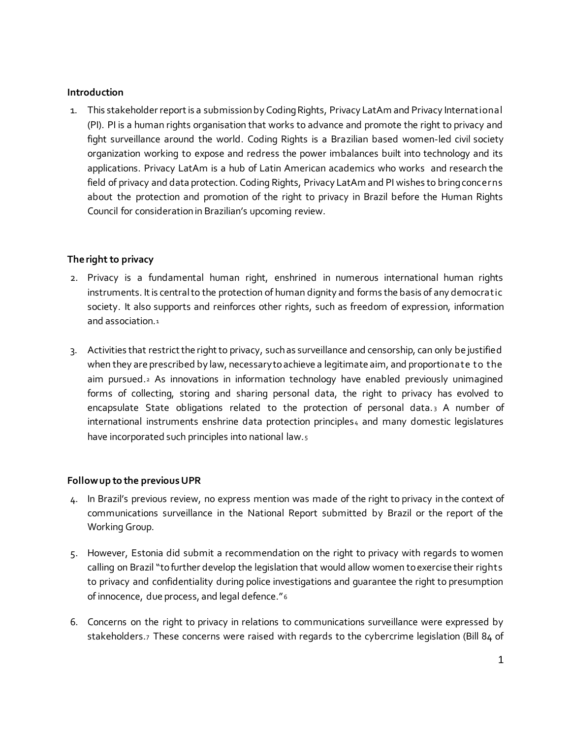## Introduction

1. This stakeholder report is a submission by Coding Rights, Privacy LatAm and Privacy International (PI). PI is a human rights organisation that works to advance and promote the right to privacy and fight surveillance around the world. Coding Rights is a Brazilian based women-led civil society organization working to expose and redress the power imbalances built into technology and its applications. Privacy LatAm is a hub of Latin American academics who works and research the field of privacy and data protection. Coding Rights, Privacy LatAm and PI wishes to bring concerns about the protection and promotion of the right to privacy in Brazil before the Human Rights Council for consideration in Brazilian's upcoming review.

## The right to privacy

2. Privacy is a fundamental human right, enshrined in numerous international human rights instruments. It is central to the protection of human dignity and forms the basis of any democratic society. It also supports and reinforces other rights, such as freedom of expression, information and association.[1]

3. Activities that restrict the right to privacy, such as surveillance and censorship, can only be justified when they are prescribed by law, necessary to achieve a legitimate aim, and proportionate to the aim pursued.[2] As innovations in information technology have enabled previously unimagined forms of collecting, storing and sharing personal data, the right to privacy has evolved to encapsulate State obligations related to the protection of personal data.[3] A number of international instruments enshrine data protection principles[4] and many domestic legislatures have incorporated such principles into national law.[5]

## Follow up to the previous UPR

4. In Brazil's previous review, no express mention was made of the right to privacy in the context of communications surveillance in the National Report submitted by Brazil or the report of the Working Group.

5. However, Estonia did submit a recommendation on the right to privacy with regards to women calling on Brazil "to further develop the legislation that would allow women to exercise their rights to privacy and confidentiality during police investigations and guarantee the right to presumption of innocence, due process, and legal defence."[6]

6. Concerns on the right to privacy in relations to communications surveillance were expressed by stakeholders.[7] These concerns were raised with regards to the cybercrime legislation (Bill 84 of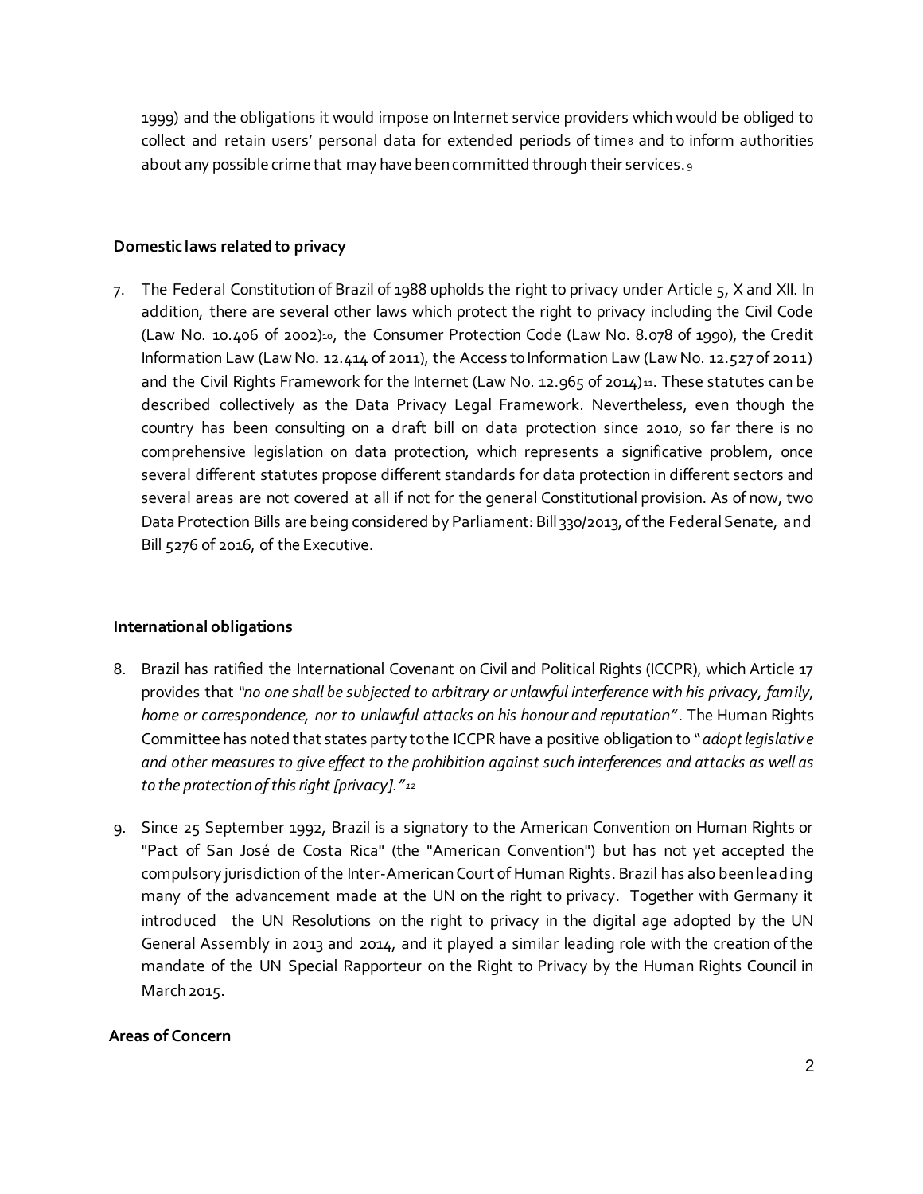1999) and the obligations it would impose on Internet service providers which would be obliged to collect and retain users' personal data for extended periods of time[8] and to inform authorities about any possible crime that may have been committed through their services.[9]

### Domestic laws related to privacy

7. The Federal Constitution of Brazil of 1988 upholds the right to privacy under Article 5, X and XII. In addition, there are several other laws which protect the right to privacy including the Civil Code (Law No. 10.406 of 2002)[10], the Consumer Protection Code (Law No. 8.078 of 1990), the Credit Information Law (Law No. 12.414 of 2011), the Access to Information Law (Law No. 12.527 of 2011) and the Civil Rights Framework for the Internet (Law No. 12.965 of 2014)[11]. These statutes can be described collectively as the Data Privacy Legal Framework. Nevertheless, even though the country has been consulting on a draft bill on data protection since 2010, so far there is no comprehensive legislation on data protection, which represents a significative problem, once several different statutes propose different standards for data protection in different sectors and several areas are not covered at all if not for the general Constitutional provision. As of now, two Data Protection Bills are being considered by Parliament: Bill 330/2013, of the Federal Senate, and Bill 5276 of 2016, of the Executive.

### International obligations

8. Brazil has ratified the International Covenant on Civil and Political Rights (ICCPR), which Article 17 provides that *"no one shall be subjected to arbitrary or unlawful interference with his privacy, family, home or correspondence, nor to unlawful attacks on his honour and reputation"*. The Human Rights Committee has noted that states party to the ICCPR have a positive obligation to "*adopt legislative and other measures to give effect to the prohibition against such interferences and attacks as well as to the protection of this right [privacy]."*[12]

9. Since 25 September 1992, Brazil is a signatory to the American Convention on Human Rights or "Pact of San José de Costa Rica" (the "American Convention") but has not yet accepted the compulsory jurisdiction of the Inter-American Court of Human Rights. Brazil has also been leading many of the advancement made at the UN on the right to privacy. Together with Germany it introduced the UN Resolutions on the right to privacy in the digital age adopted by the UN General Assembly in 2013 and 2014, and it played a similar leading role with the creation of the mandate of the UN Special Rapporteur on the Right to Privacy by the Human Rights Council in March 2015.

### Areas of Concern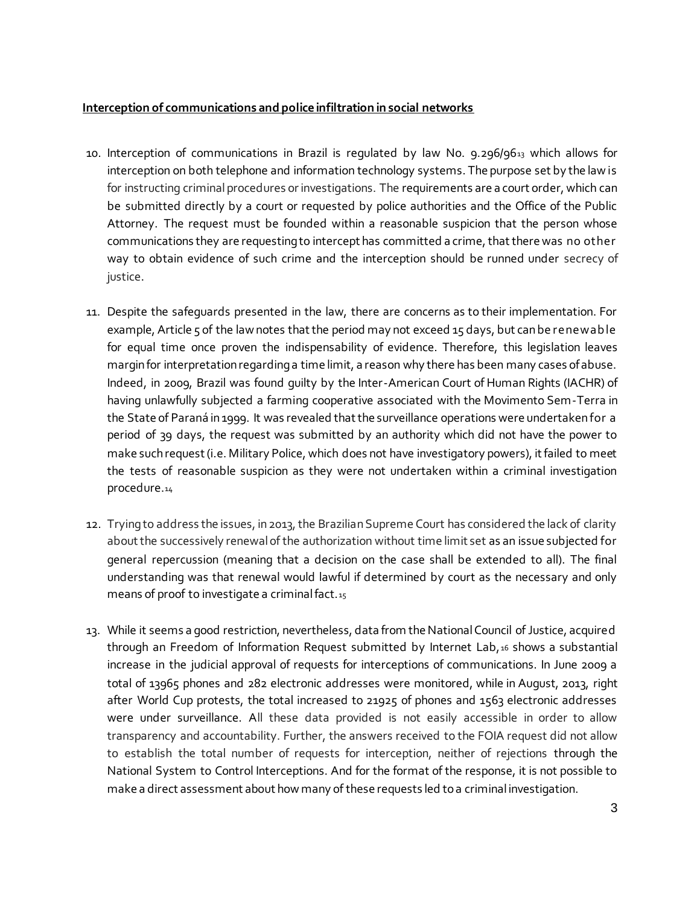**Interception of communications and police infiltration in social networks**

10. Interception of communications in Brazil is regulated by law No. 9.296/96[13] which allows for interception on both telephone and information technology systems. The purpose set by the law is for instructing criminal procedures or investigations. The requirements are a court order, which can be submitted directly by a court or requested by police authorities and the Office of the Public Attorney. The request must be founded within a reasonable suspicion that the person whose communications they are requesting to intercept has committed a crime, that there was no other way to obtain evidence of such crime and the interception should be runned under secrecy of justice.

11. Despite the safeguards presented in the law, there are concerns as to their implementation. For example, Article 5 of the law notes that the period may not exceed 15 days, but can be renewable for equal time once proven the indispensability of evidence. Therefore, this legislation leaves margin for interpretation regarding a time limit, a reason why there has been many cases of abuse. Indeed, in 2009, Brazil was found guilty by the Inter-American Court of Human Rights (IACHR) of having unlawfully subjected a farming cooperative associated with the Movimento Sem-Terra in the State of Paraná in 1999. It was revealed that the surveillance operations were undertaken for a period of 39 days, the request was submitted by an authority which did not have the power to make such request (i.e. Military Police, which does not have investigatory powers), it failed to meet the tests of reasonable suspicion as they were not undertaken within a criminal investigation procedure.[14]

12. Trying to address the issues, in 2013, the Brazilian Supreme Court has considered the lack of clarity about the successively renewal of the authorization without time limit set as an issue subjected for general repercussion (meaning that a decision on the case shall be extended to all). The final understanding was that renewal would lawful if determined by court as the necessary and only means of proof to investigate a criminal fact.[15]

13. While it seems a good restriction, nevertheless, data from the National Council of Justice, acquired through an Freedom of Information Request submitted by Internet Lab,[16] shows a substantial increase in the judicial approval of requests for interceptions of communications. In June 2009 a total of 13965 phones and 282 electronic addresses were monitored, while in August, 2013, right after World Cup protests, the total increased to 21925 of phones and 1563 electronic addresses were under surveillance. All these data provided is not easily accessible in order to allow transparency and accountability. Further, the answers received to the FOIA request did not allow to establish the total number of requests for interception, neither of rejections through the National System to Control Interceptions. And for the format of the response, it is not possible to make a direct assessment about how many of these requests led to a criminal investigation.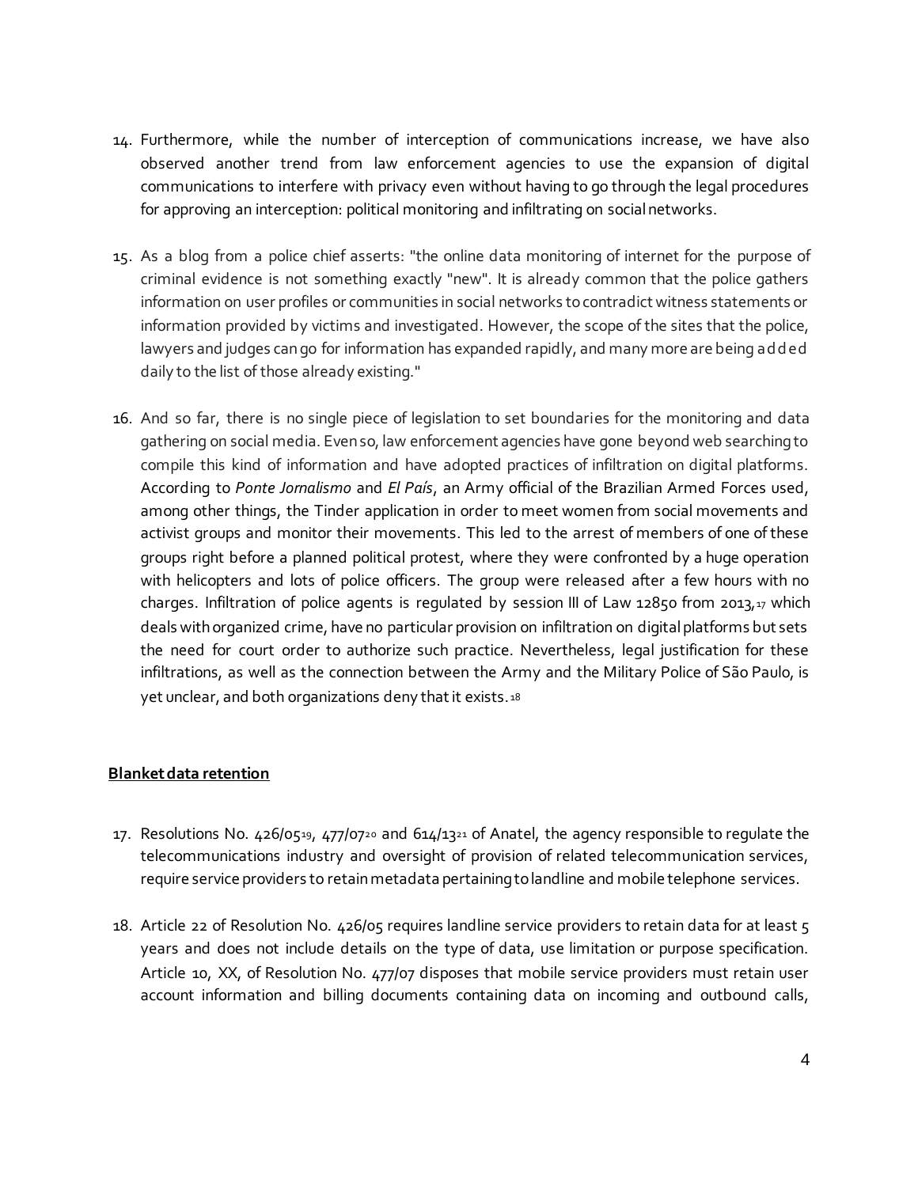14. Furthermore, while the number of interception of communications increase, we have also observed another trend from law enforcement agencies to use the expansion of digital communications to interfere with privacy even without having to go through the legal procedures for approving an interception: political monitoring and infiltrating on social networks.

15. As a blog from a police chief asserts: "the online data monitoring of internet for the purpose of criminal evidence is not something exactly "new". It is already common that the police gathers information on user profiles or communities in social networks to contradict witness statements or information provided by victims and investigated. However, the scope of the sites that the police, lawyers and judges can go for information has expanded rapidly, and many more are being added daily to the list of those already existing."

16. And so far, there is no single piece of legislation to set boundaries for the monitoring and data gathering on social media. Even so, law enforcement agencies have gone beyond web searching to compile this kind of information and have adopted practices of infiltration on digital platforms. According to *Ponte Jornalismo* and *El País*, an Army official of the Brazilian Armed Forces used, among other things, the Tinder application in order to meet women from social movements and activist groups and monitor their movements. This led to the arrest of members of one of these groups right before a planned political protest, where they were confronted by a huge operation with helicopters and lots of police officers. The group were released after a few hours with no charges. Infiltration of police agents is regulated by session III of Law 12850 from 2013,[17] which deals with organized crime, have no particular provision on infiltration on digital platforms but sets the need for court order to authorize such practice. Nevertheless, legal justification for these infiltrations, as well as the connection between the Army and the Military Police of São Paulo, is yet unclear, and both organizations deny that it exists.[18]

**Blanket data retention**

17. Resolutions No. 426/05[19], 477/07[20] and 614/13[21] of Anatel, the agency responsible to regulate the telecommunications industry and oversight of provision of related telecommunication services, require service providers to retain metadata pertaining to landline and mobile telephone services.

18. Article 22 of Resolution No. 426/05 requires landline service providers to retain data for at least 5 years and does not include details on the type of data, use limitation or purpose specification. Article 10, XX, of Resolution No. 477/07 disposes that mobile service providers must retain user account information and billing documents containing data on incoming and outbound calls,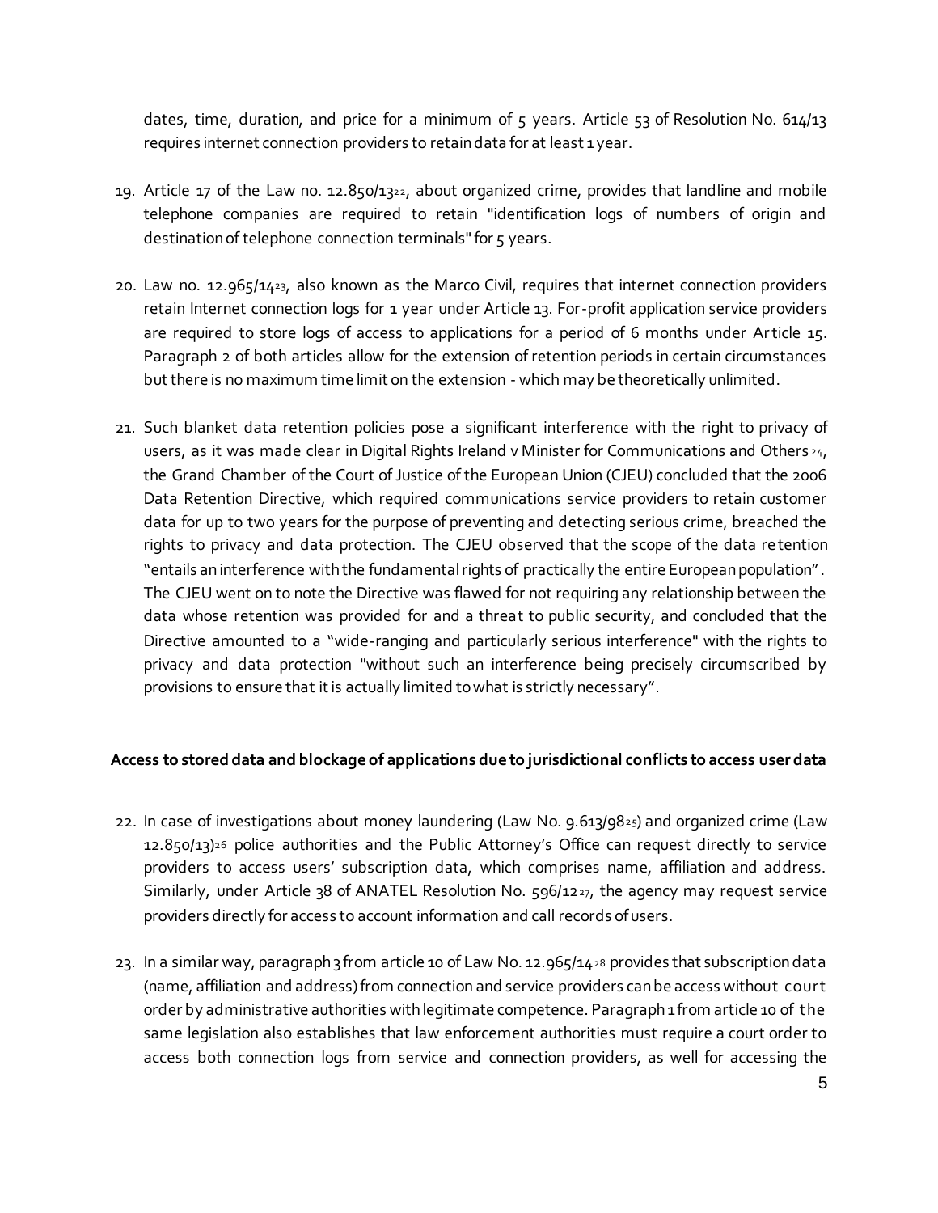dates, time, duration, and price for a minimum of 5 years. Article 53 of Resolution No. 614/13 requires internet connection providers to retain data for at least 1 year.

19. Article 17 of the Law no. 12.850/13[22], about organized crime, provides that landline and mobile telephone companies are required to retain "identification logs of numbers of origin and destination of telephone connection terminals" for 5 years.

20. Law no. 12.965/14[23], also known as the Marco Civil, requires that internet connection providers retain Internet connection logs for 1 year under Article 13. For-profit application service providers are required to store logs of access to applications for a period of 6 months under Article 15. Paragraph 2 of both articles allow for the extension of retention periods in certain circumstances but there is no maximum time limit on the extension - which may be theoretically unlimited.

21. Such blanket data retention policies pose a significant interference with the right to privacy of users, as it was made clear in Digital Rights Ireland v Minister for Communications and Others[24], the Grand Chamber of the Court of Justice of the European Union (CJEU) concluded that the 2006 Data Retention Directive, which required communications service providers to retain customer data for up to two years for the purpose of preventing and detecting serious crime, breached the rights to privacy and data protection. The CJEU observed that the scope of the data retention "entails an interference with the fundamental rights of practically the entire European population". The CJEU went on to note the Directive was flawed for not requiring any relationship between the data whose retention was provided for and a threat to public security, and concluded that the Directive amounted to a "wide-ranging and particularly serious interference" with the rights to privacy and data protection "without such an interference being precisely circumscribed by provisions to ensure that it is actually limited to what is strictly necessary".

**Access to stored data and blockage of applications due to jurisdictional conflicts to access user data**

22. In case of investigations about money laundering (Law No. 9.613/98[25]) and organized crime (Law 12.850/13)[26] police authorities and the Public Attorney's Office can request directly to service providers to access users' subscription data, which comprises name, affiliation and address. Similarly, under Article 38 of ANATEL Resolution No. 596/12[27], the agency may request service providers directly for access to account information and call records of users.

23. In a similar way, paragraph 3 from article 10 of Law No. 12.965/14[28] provides that subscription data (name, affiliation and address) from connection and service providers can be access without court order by administrative authorities with legitimate competence. Paragraph 1 from article 10 of the same legislation also establishes that law enforcement authorities must require a court order to access both connection logs from service and connection providers, as well for accessing the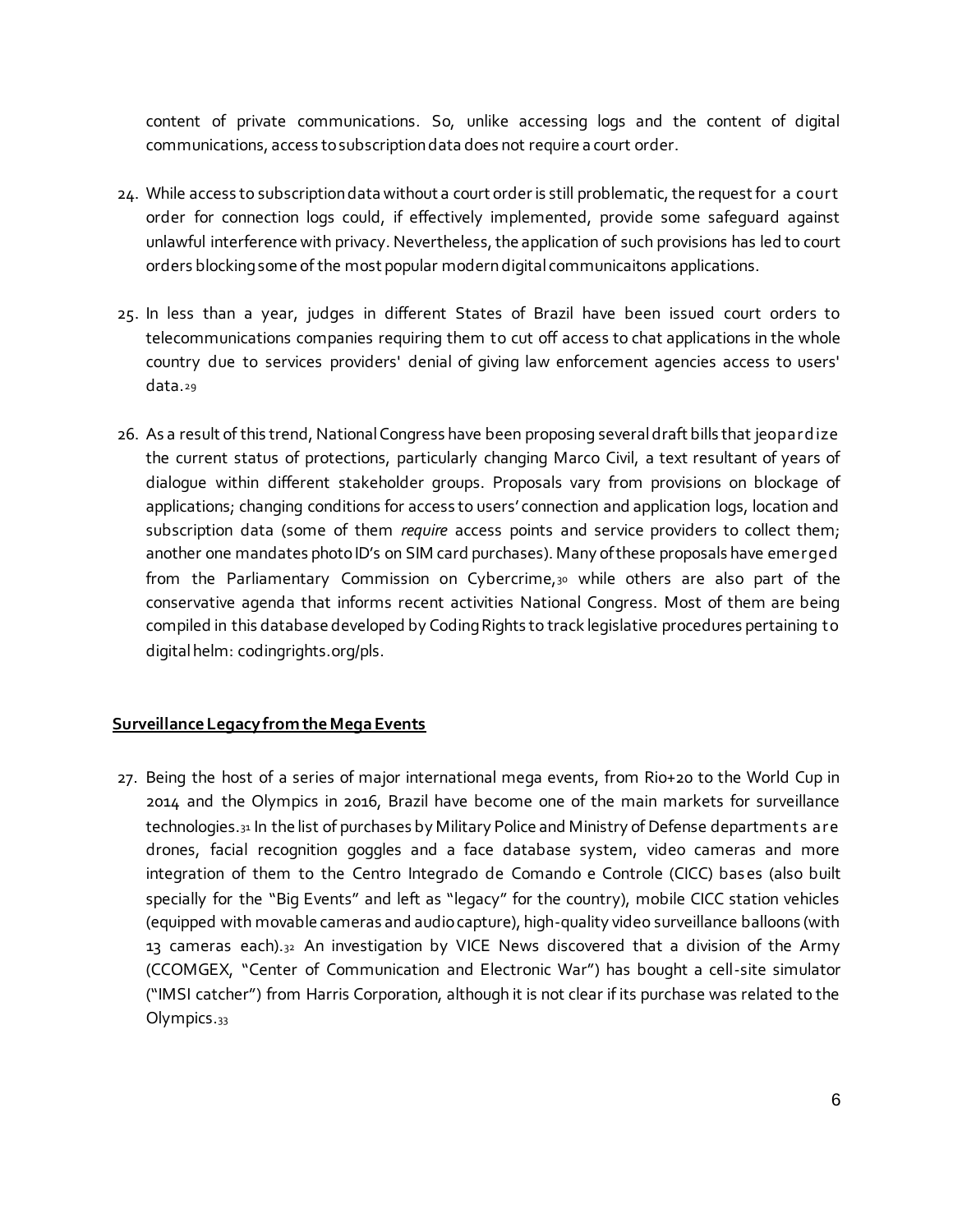content of private communications. So, unlike accessing logs and the content of digital communications, access to subscription data does not require a court order.

24. While access to subscription data without a court order is still problematic, the request for a court order for connection logs could, if effectively implemented, provide some safeguard against unlawful interference with privacy. Nevertheless, the application of such provisions has led to court orders blocking some of the most popular modern digital communicaitons applications.

25. In less than a year, judges in different States of Brazil have been issued court orders to telecommunications companies requiring them to cut off access to chat applications in the whole country due to services providers' denial of giving law enforcement agencies access to users' data.[29]

26. As a result of this trend, National Congress have been proposing several draft bills that jeopardize the current status of protections, particularly changing Marco Civil, a text resultant of years of dialogue within different stakeholder groups. Proposals vary from provisions on blockage of applications; changing conditions for access to users' connection and application logs, location and subscription data (some of them *require* access points and service providers to collect them; another one mandates photo ID's on SIM card purchases). Many of these proposals have emerged from the Parliamentary Commission on Cybercrime,[30] while others are also part of the conservative agenda that informs recent activities National Congress. Most of them are being compiled in this database developed by Coding Rights to track legislative procedures pertaining to digital helm: codingrights.org/pls.

**Surveillance Legacy from the Mega Events**

27. Being the host of a series of major international mega events, from Rio+20 to the World Cup in 2014 and the Olympics in 2016, Brazil have become one of the main markets for surveillance technologies.[31] In the list of purchases by Military Police and Ministry of Defense departments are drones, facial recognition goggles and a face database system, video cameras and more integration of them to the Centro Integrado de Comando e Controle (CICC) bases (also built specially for the "Big Events" and left as "legacy" for the country), mobile CICC station vehicles (equipped with movable cameras and audio capture), high-quality video surveillance balloons (with 13 cameras each).[32] An investigation by VICE News discovered that a division of the Army (CCOMGEX, "Center of Communication and Electronic War") has bought a cell-site simulator ("IMSI catcher") from Harris Corporation, although it is not clear if its purchase was related to the Olympics.[33]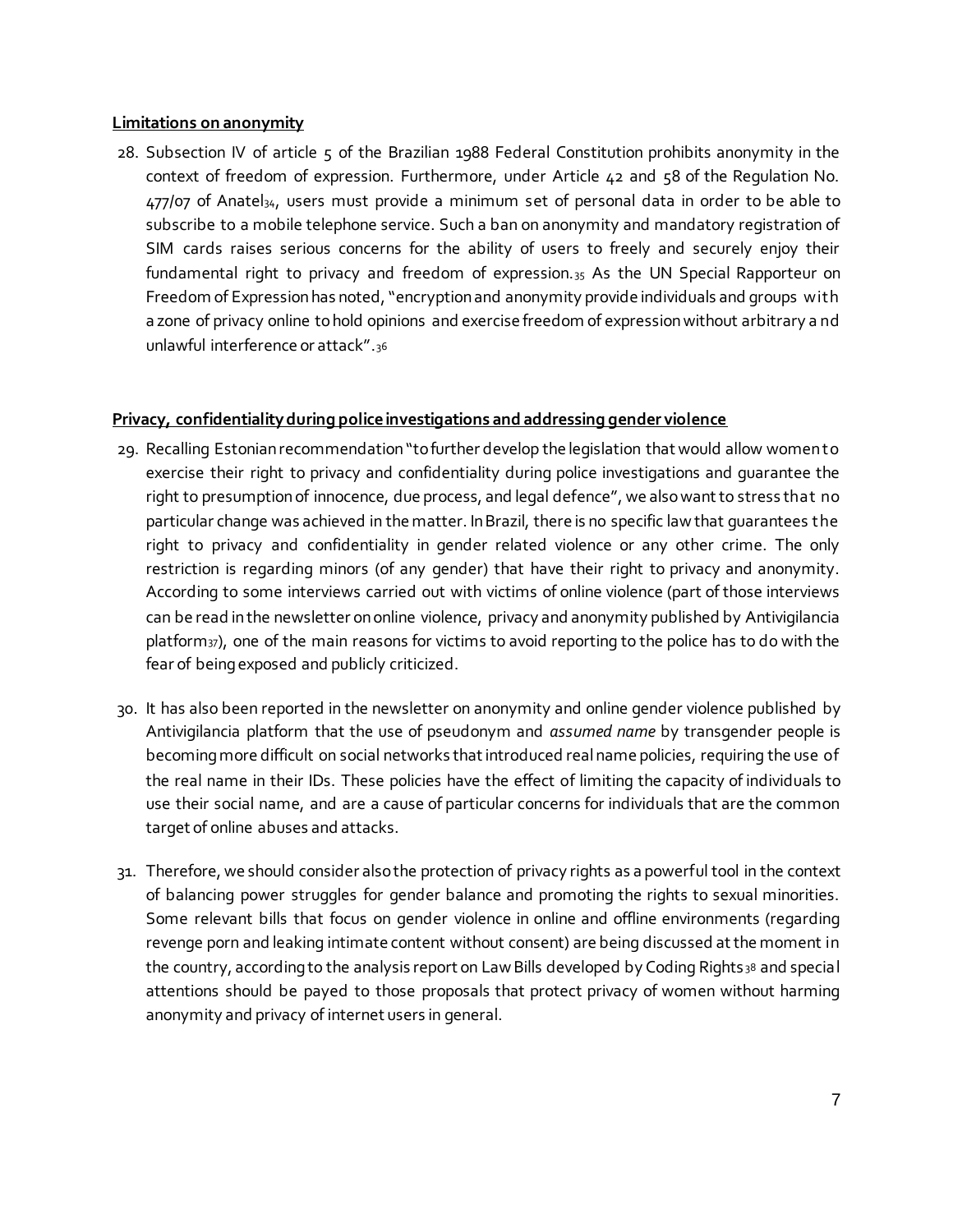**Limitations on anonymity**

28. Subsection IV of article 5 of the Brazilian 1988 Federal Constitution prohibits anonymity in the context of freedom of expression. Furthermore, under Article 42 and 58 of the Regulation No. 477/07 of Anatel[34], users must provide a minimum set of personal data in order to be able to subscribe to a mobile telephone service. Such a ban on anonymity and mandatory registration of SIM cards raises serious concerns for the ability of users to freely and securely enjoy their fundamental right to privacy and freedom of expression.[35] As the UN Special Rapporteur on Freedom of Expression has noted, "encryption and anonymity provide individuals and groups with a zone of privacy online to hold opinions and exercise freedom of expression without arbitrary and unlawful interference or attack".[36]

**Privacy, confidentiality during police investigations and addressing gender violence**

29. Recalling Estonian recommendation "to further develop the legislation that would allow women to exercise their right to privacy and confidentiality during police investigations and guarantee the right to presumption of innocence, due process, and legal defence", we also want to stress that no particular change was achieved in the matter. In Brazil, there is no specific law that guarantees the right to privacy and confidentiality in gender related violence or any other crime. The only restriction is regarding minors (of any gender) that have their right to privacy and anonymity. According to some interviews carried out with victims of online violence (part of those interviews can be read in the newsletter on online violence, privacy and anonymity published by Antivigilancia platform[37]), one of the main reasons for victims to avoid reporting to the police has to do with the fear of being exposed and publicly criticized.

30. It has also been reported in the newsletter on anonymity and online gender violence published by Antivigilancia platform that the use of pseudonym and *assumed name* by transgender people is becoming more difficult on social networks that introduced real name policies, requiring the use of the real name in their IDs. These policies have the effect of limiting the capacity of individuals to use their social name, and are a cause of particular concerns for individuals that are the common target of online abuses and attacks.

31. Therefore, we should consider also the protection of privacy rights as a powerful tool in the context of balancing power struggles for gender balance and promoting the rights to sexual minorities. Some relevant bills that focus on gender violence in online and offline environments (regarding revenge porn and leaking intimate content without consent) are being discussed at the moment in the country, according to the analysis report on Law Bills developed by Coding Rights[38] and special attentions should be payed to those proposals that protect privacy of women without harming anonymity and privacy of internet users in general.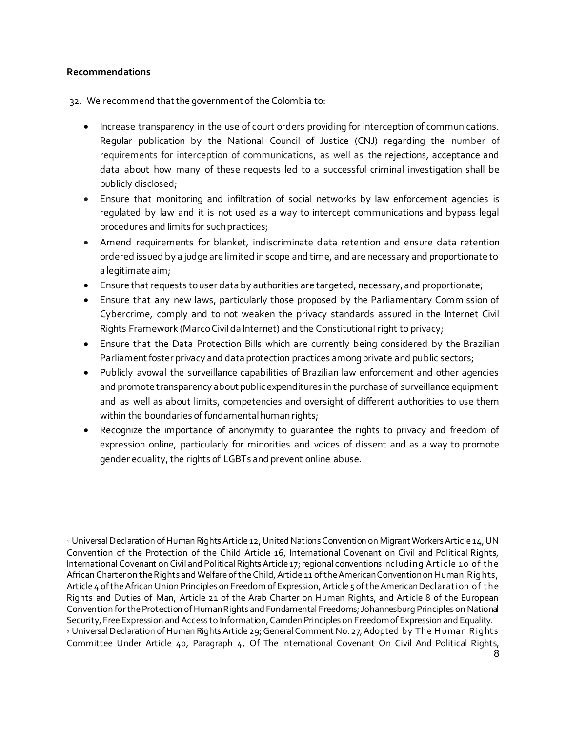**Recommendations**

32. We recommend that the government of the Colombia to:

- Increase transparency in the use of court orders providing for interception of communications. Regular publication by the National Council of Justice (CNJ) regarding the number of requirements for interception of communications, as well as the rejections, acceptance and data about how many of these requests led to a successful criminal investigation shall be publicly disclosed;
- Ensure that monitoring and infiltration of social networks by law enforcement agencies is regulated by law and it is not used as a way to intercept communications and bypass legal procedures and limits for such practices;
- Amend requirements for blanket, indiscriminate data retention and ensure data retention ordered issued by a judge are limited in scope and time, and are necessary and proportionate to a legitimate aim;
- Ensure that requests to user data by authorities are targeted, necessary, and proportionate;
- Ensure that any new laws, particularly those proposed by the Parliamentary Commission of Cybercrime, comply and to not weaken the privacy standards assured in the Internet Civil Rights Framework (Marco Civil da Internet) and the Constitutional right to privacy;
- Ensure that the Data Protection Bills which are currently being considered by the Brazilian Parliament foster privacy and data protection practices among private and public sectors;
- Publicly avowal the surveillance capabilities of Brazilian law enforcement and other agencies and promote transparency about public expenditures in the purchase of surveillance equipment and as well as about limits, competencies and oversight of different authorities to use them within the boundaries of fundamental human rights;
- Recognize the importance of anonymity to guarantee the rights to privacy and freedom of expression online, particularly for minorities and voices of dissent and as a way to promote gender equality, the rights of LGBTs and prevent online abuse.

---

[1] Universal Declaration of Human Rights Article 12, United Nations Convention on Migrant Workers Article 14, UN Convention of the Protection of the Child Article 16, International Covenant on Civil and Political Rights, International Covenant on Civil and Political Rights Article 17; regional conventions including Article 10 of the African Charter on the Rights and Welfare of the Child, Article 11 of the American Convention on Human Rights, Article 4 of the African Union Principles on Freedom of Expression, Article 5 of the American Declaration of the Rights and Duties of Man, Article 21 of the Arab Charter on Human Rights, and Article 8 of the European Convention for the Protection of Human Rights and Fundamental Freedoms; Johannesburg Principles on National Security, Free Expression and Access to Information, Camden Principles on Freedom of Expression and Equality.

[2] Universal Declaration of Human Rights Article 29; General Comment No. 27, Adopted by The Human Rights Committee Under Article 40, Paragraph 4, Of The International Covenant On Civil And Political Rights,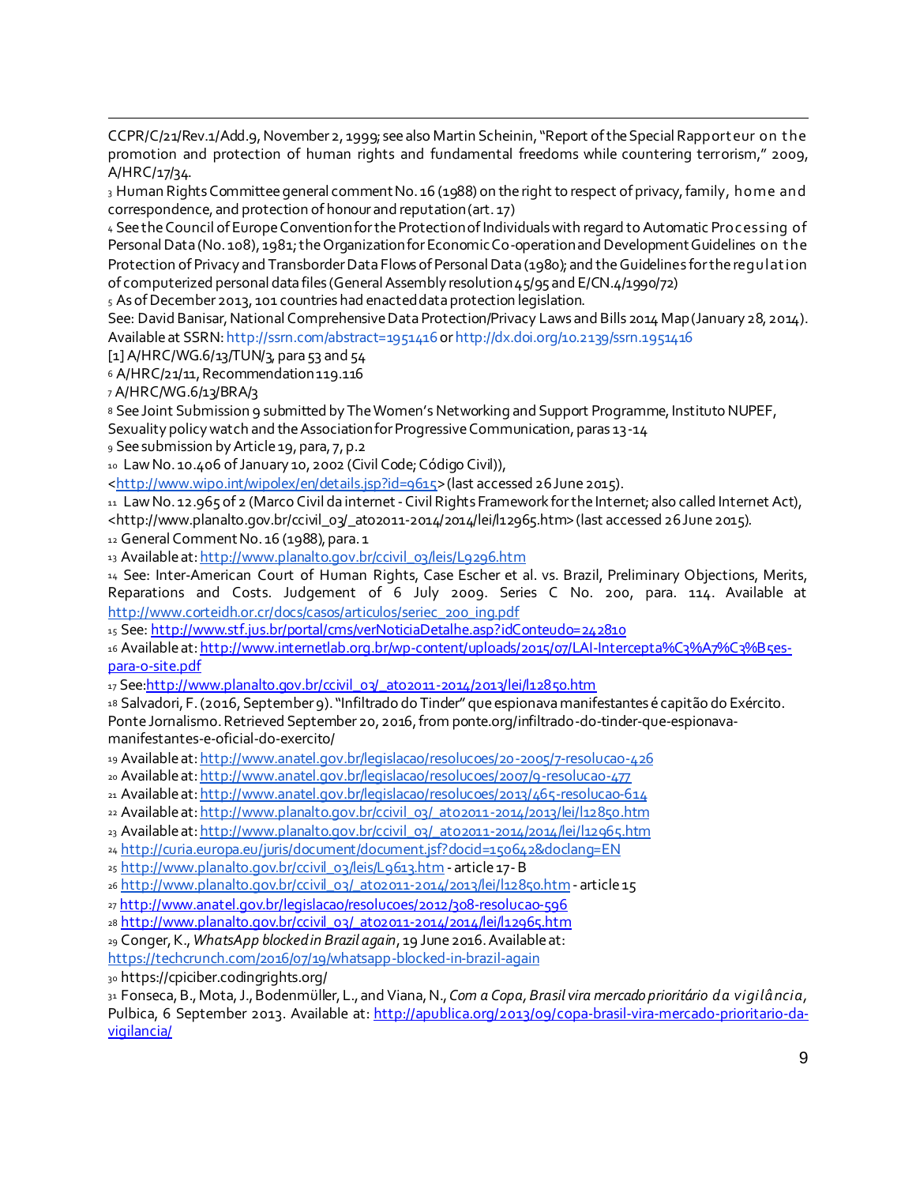CCPR/C/21/Rev.1/Add.9, November 2, 1999; see also Martin Scheinin, "Report of the Special Rapporteur on the promotion and protection of human rights and fundamental freedoms while countering terrorism," 2009, A/HRC/17/34.

[3] Human Rights Committee general comment No. 16 (1988) on the right to respect of privacy, family, home and correspondence, and protection of honour and reputation (art. 17)

[4] See the Council of Europe Convention for the Protection of Individuals with regard to Automatic Processing of Personal Data (No. 108), 1981; the Organization for Economic Co-operation and Development Guidelines on the Protection of Privacy and Transborder Data Flows of Personal Data (1980); and the Guidelines for the regulation of computerized personal data files (General Assembly resolution 45/95 and E/CN.4/1990/72)

[5] As of December 2013, 101 countries had enacted data protection legislation.
See: David Banisar, National Comprehensive Data Protection/Privacy Laws and Bills 2014 Map (January 28, 2014). Available at SSRN: http://ssrn.com/abstract=1951416 or http://dx.doi.org/10.2139/ssrn.1951416

[1] A/HRC/WG.6/13/TUN/3, para 53 and 54

[6] A/HRC/21/11, Recommendation 119.116

[7] A/HRC/WG.6/13/BRA/3

[8] See Joint Submission 9 submitted by The Women's Networking and Support Programme, Instituto NUPEF, Sexuality policy watch and the Association for Progressive Communication, paras 13-14

[9] See submission by Article 19, para, 7, p.2

[10] Law No. 10.406 of January 10, 2002 (Civil Code; Código Civil)), <http://www.wipo.int/wipolex/en/details.jsp?id=9615> (last accessed 26 June 2015).

[11] Law No. 12.965 of 2 (Marco Civil da internet - Civil Rights Framework for the Internet; also called Internet Act), <http://www.planalto.gov.br/ccivil_03/_ato2011-2014/2014/lei/l12965.htm> (last accessed 26 June 2015).

[12] General Comment No. 16 (1988), para. 1

[13] Available at: http://www.planalto.gov.br/ccivil_03/leis/L9296.htm

[14] See: Inter-American Court of Human Rights, Case Escher et al. vs. Brazil, Preliminary Objections, Merits, Reparations and Costs. Judgement of 6 July 2009. Series C No. 200, para. 114. Available at http://www.corteidh.or.cr/docs/casos/articulos/seriec_200_ing.pdf

[15] See: http://www.stf.jus.br/portal/cms/verNoticiaDetalhe.asp?idConteudo=242810

[16] Available at: http://www.internetlab.org.br/wp-content/uploads/2015/07/LAI-Intercepta%C3%A7%C3%B5es-para-o-site.pdf

[17] See:http://www.planalto.gov.br/ccivil_03/_ato2011-2014/2013/lei/l12850.htm

[18] Salvadori, F. (2016, September 9). "Infiltrado do Tinder" que espionava manifestantes é capitão do Exército. Ponte Jornalismo. Retrieved September 20, 2016, from ponte.org/infiltrado-do-tinder-que-espionava-manifestantes-e-oficial-do-exercito/

[19] Available at: http://www.anatel.gov.br/legislacao/resolucoes/20-2005/7-resolucao-426

[20] Available at: http://www.anatel.gov.br/legislacao/resolucoes/2007/9-resolucao-477

[21] Available at: http://www.anatel.gov.br/legislacao/resolucoes/2013/465-resolucao-614

[22] Available at: http://www.planalto.gov.br/ccivil_03/_ato2011-2014/2013/lei/l12850.htm

[23] Available at: http://www.planalto.gov.br/ccivil_03/_ato2011-2014/2014/lei/l12965.htm

[24] http://curia.europa.eu/juris/document/document.jsf?docid=150642&doclang=EN

[25] http://www.planalto.gov.br/ccivil_03/leis/L9613.htm - article 17-B

[26] http://www.planalto.gov.br/ccivil_03/_ato2011-2014/2013/lei/l12850.htm - article 15

[27] http://www.anatel.gov.br/legislacao/resolucoes/2012/308-resolucao-596

[28] http://www.planalto.gov.br/ccivil_03/_ato2011-2014/2014/lei/l12965.htm

[29] Conger, K., *WhatsApp blocked in Brazil again*, 19 June 2016. Available at: https://techcrunch.com/2016/07/19/whatsapp-blocked-in-brazil-again

[30] https://cpiciber.codingrights.org/

[31] Fonseca, B., Mota, J., Bodenmüller, L., and Viana, N., *Com a Copa, Brasil vira mercado prioritário da vigilância*, Pulbica, 6 September 2013. Available at: http://apublica.org/2013/09/copa-brasil-vira-mercado-prioritario-da-vigilancia/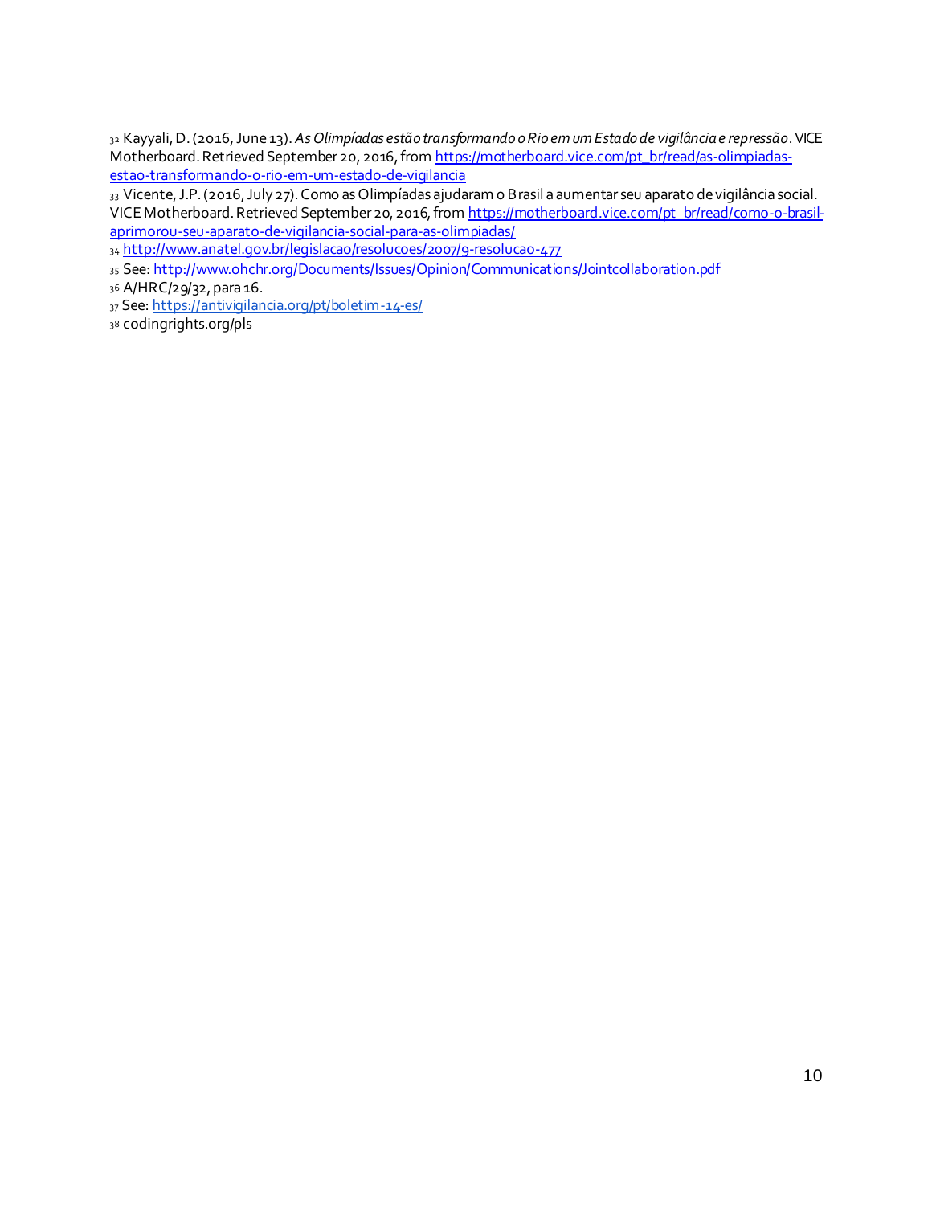---

[32] Kayyali, D. (2016, June 13). *As Olimpíadas estão transformando o Rio em um Estado de vigilância e repressão*. VICE Motherboard. Retrieved September 20, 2016, from https://motherboard.vice.com/pt_br/read/as-olimpiadas-estao-transformando-o-rio-em-um-estado-de-vigilancia

[33] Vicente, J.P. (2016, July 27). Como as Olimpíadas ajudaram o Brasil a aumentar seu aparato de vigilância social. VICE Motherboard. Retrieved September 20, 2016, from https://motherboard.vice.com/pt_br/read/como-o-brasil-aprimorou-seu-aparato-de-vigilancia-social-para-as-olimpiadas/

[34] http://www.anatel.gov.br/legislacao/resolucoes/2007/9-resolucao-477

[35] See: http://www.ohchr.org/Documents/Issues/Opinion/Communications/Jointcollaboration.pdf

[36] A/HRC/29/32, para 16.

[37] See: https://antivigilancia.org/pt/boletim-14-es/

[38] codingrights.org/pls